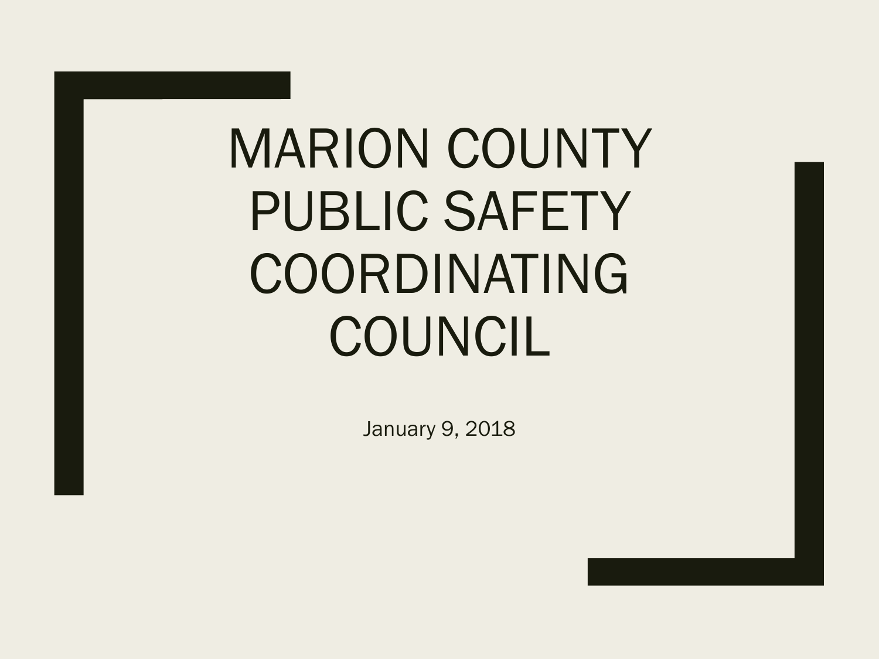# MARION COUNTY PUBLIC SAFETY COORDINATING COUNCIL

January 9, 2018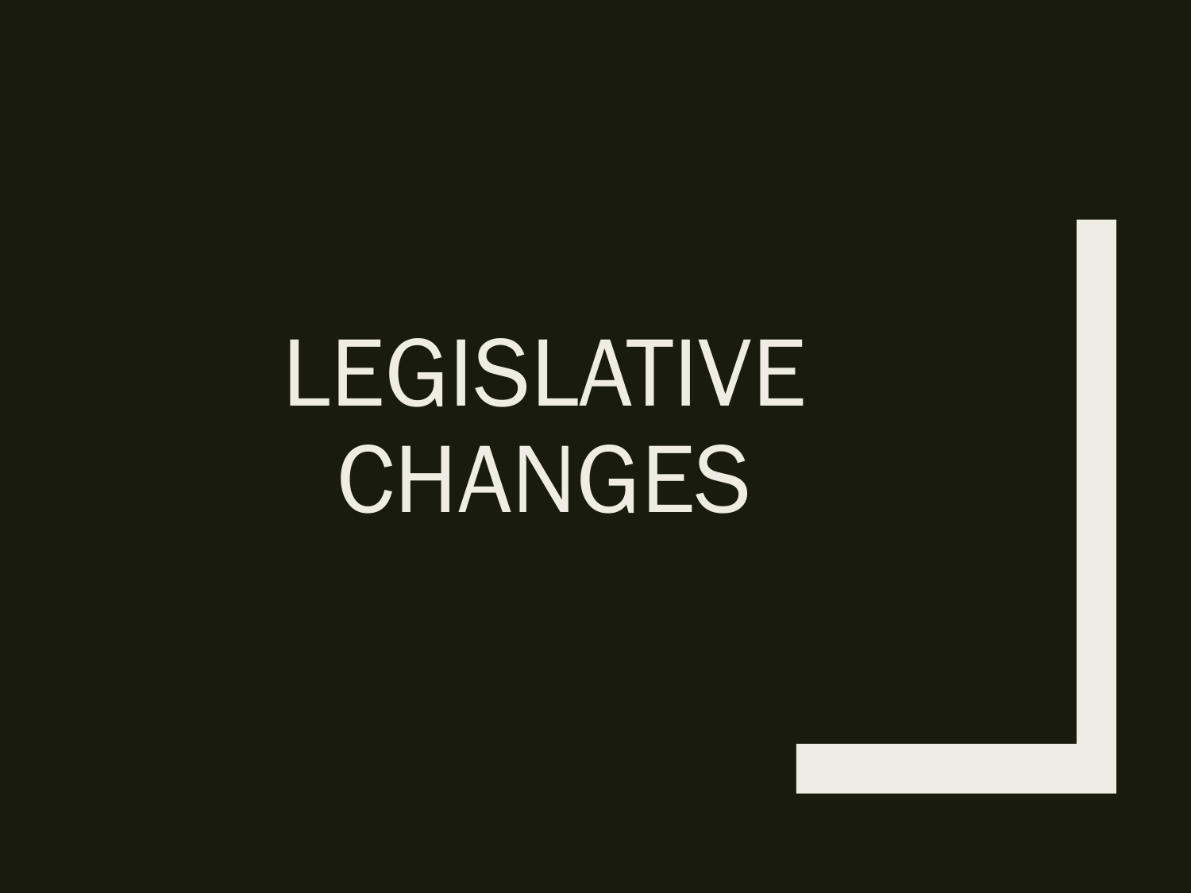# LEGISLATIVE CHANGES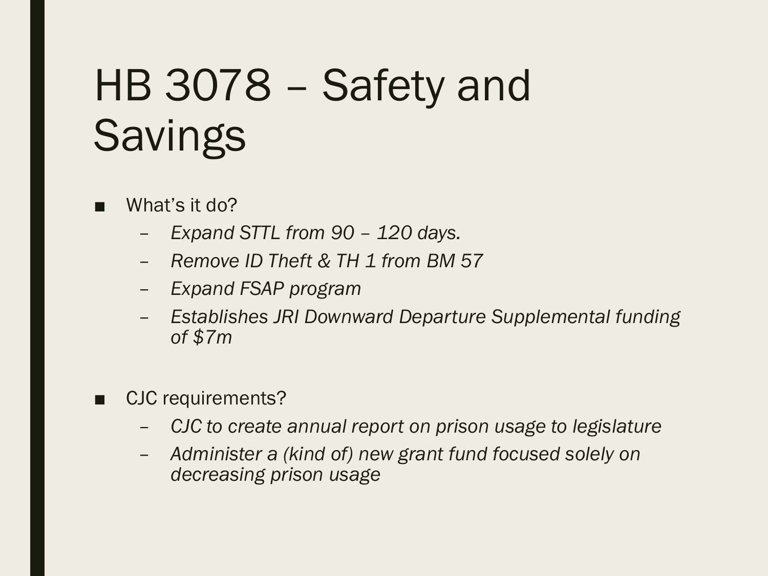# HB 3078 – Safety and Savings

- What's it do?
  - *Expand STTL from 90 – 120 days.*
  - *Remove ID Theft & TH 1 from BM 57*
  - *Expand FSAP program*
  - *Establishes JRI Downward Departure Supplemental funding of $7m*

- CJC requirements?
  - *CJC to create annual report on prison usage to legislature*
  - *Administer a (kind of) new grant fund focused solely on decreasing prison usage*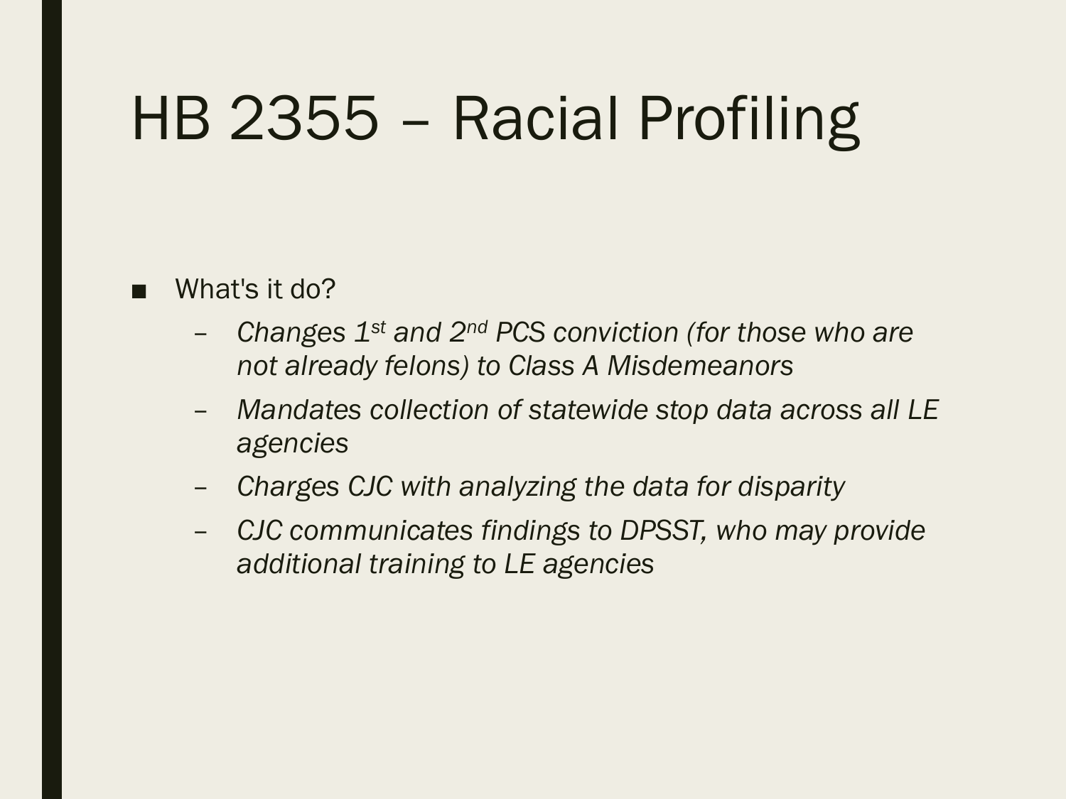# HB 2355 – Racial Profiling

- What's it do?
  - *Changes 1st and 2nd PCS conviction (for those who are not already felons) to Class A Misdemeanors*
  - *Mandates collection of statewide stop data across all LE agencies*
  - *Charges CJC with analyzing the data for disparity*
  - *CJC communicates findings to DPSST, who may provide additional training to LE agencies*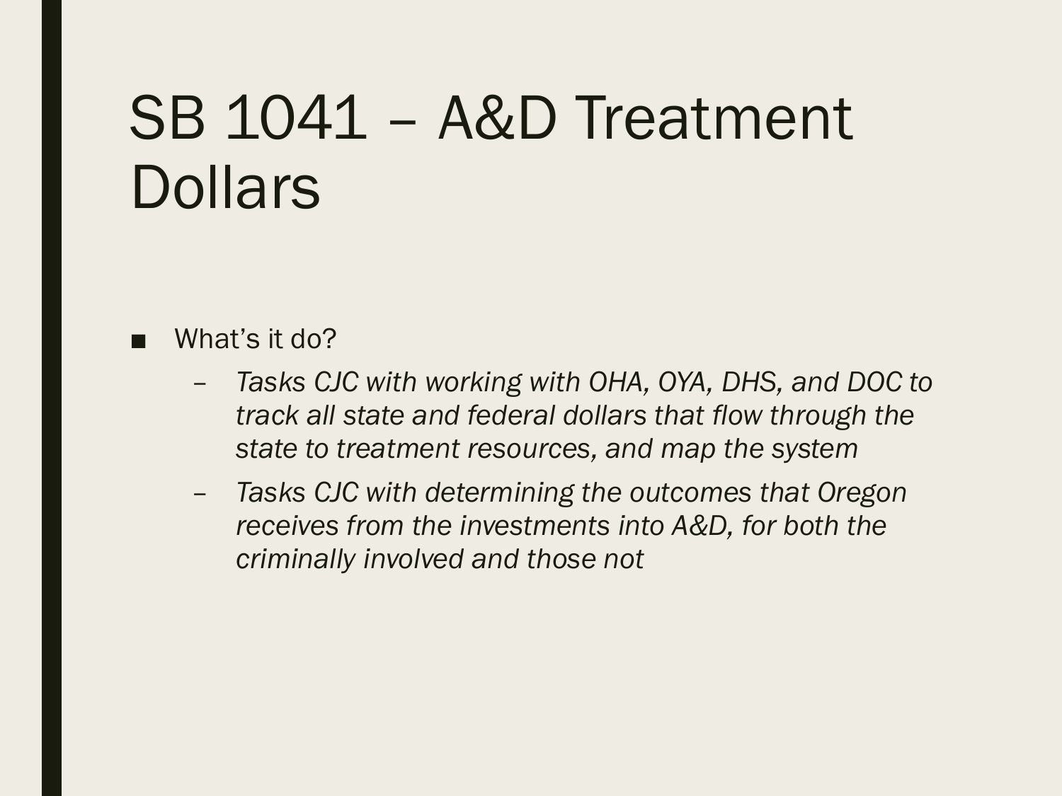# SB 1041 – A&D Treatment Dollars

- What's it do?
  - *Tasks CJC with working with OHA, OYA, DHS, and DOC to track all state and federal dollars that flow through the state to treatment resources, and map the system*
  - *Tasks CJC with determining the outcomes that Oregon receives from the investments into A&D, for both the criminally involved and those not*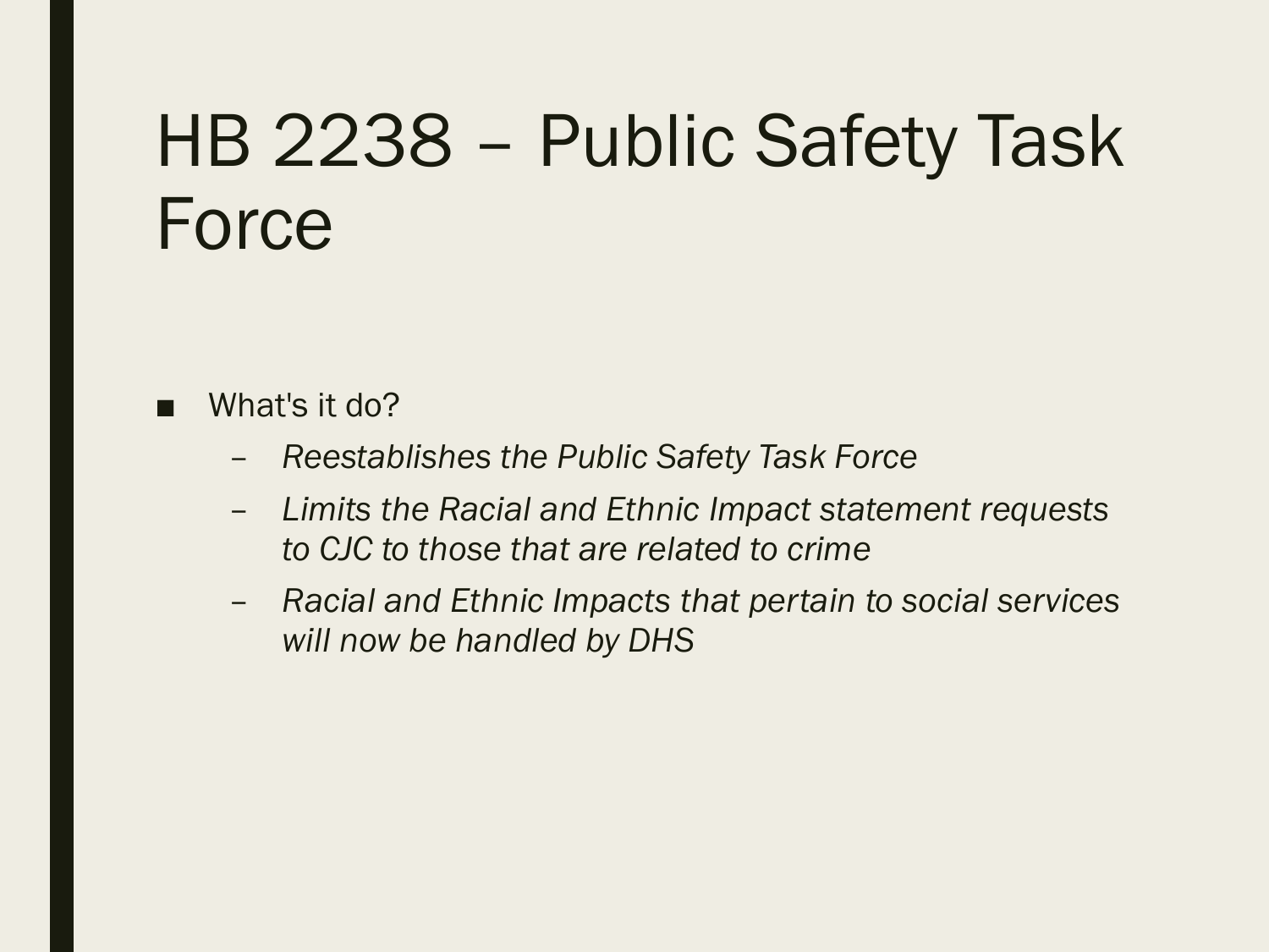# HB 2238 – Public Safety Task Force

- What's it do?
  - *Reestablishes the Public Safety Task Force*
  - *Limits the Racial and Ethnic Impact statement requests to CJC to those that are related to crime*
  - *Racial and Ethnic Impacts that pertain to social services will now be handled by DHS*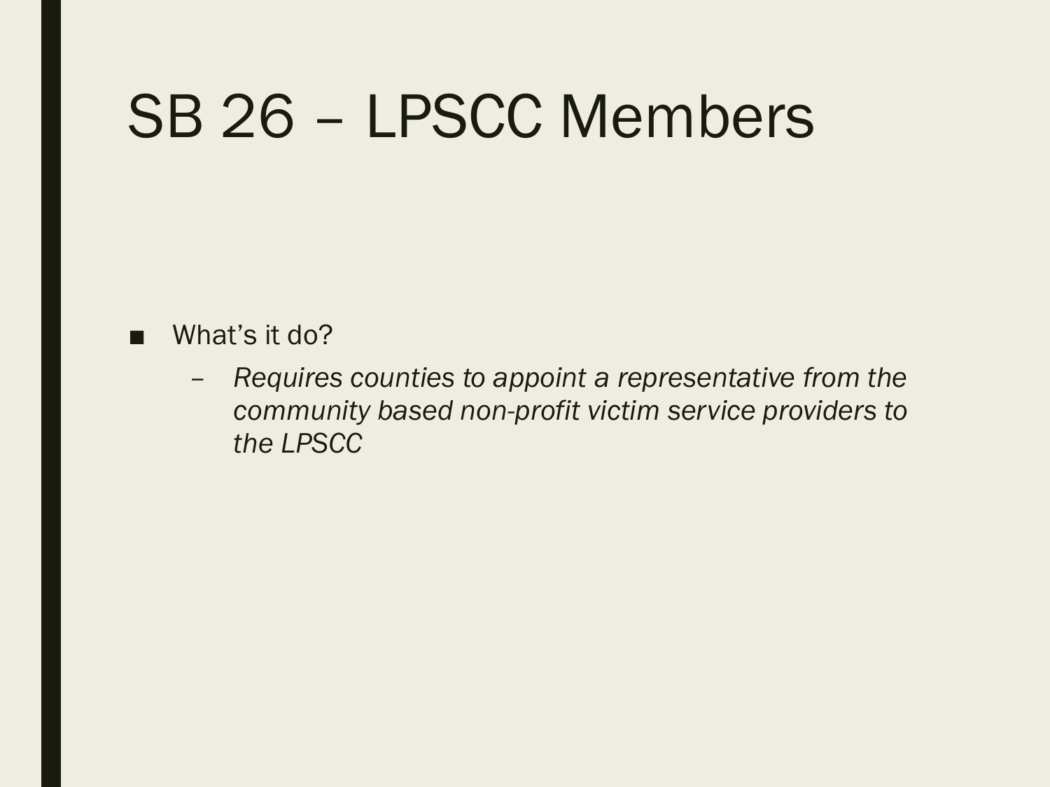# SB 26 – LPSCC Members

- What's it do?
  - *Requires counties to appoint a representative from the community based non-profit victim service providers to the LPSCC*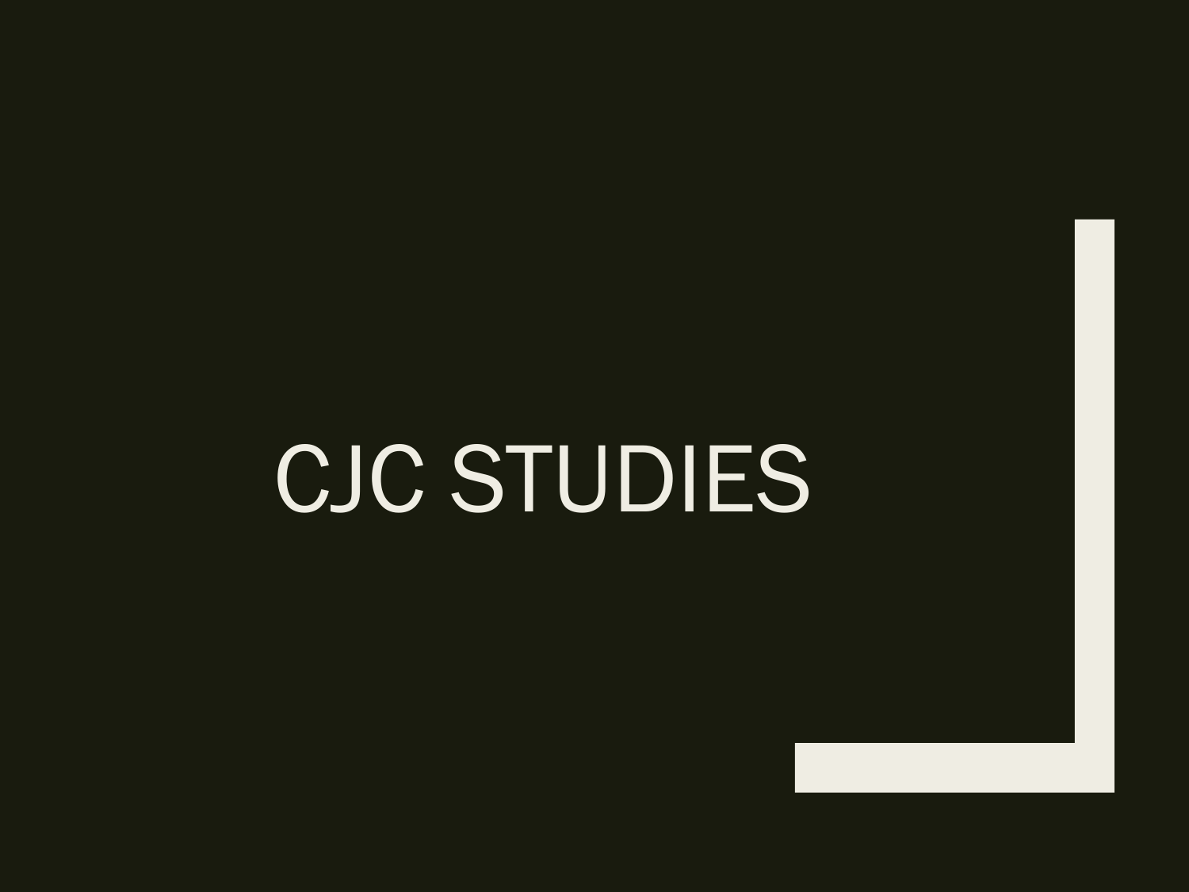# CJC STUDIES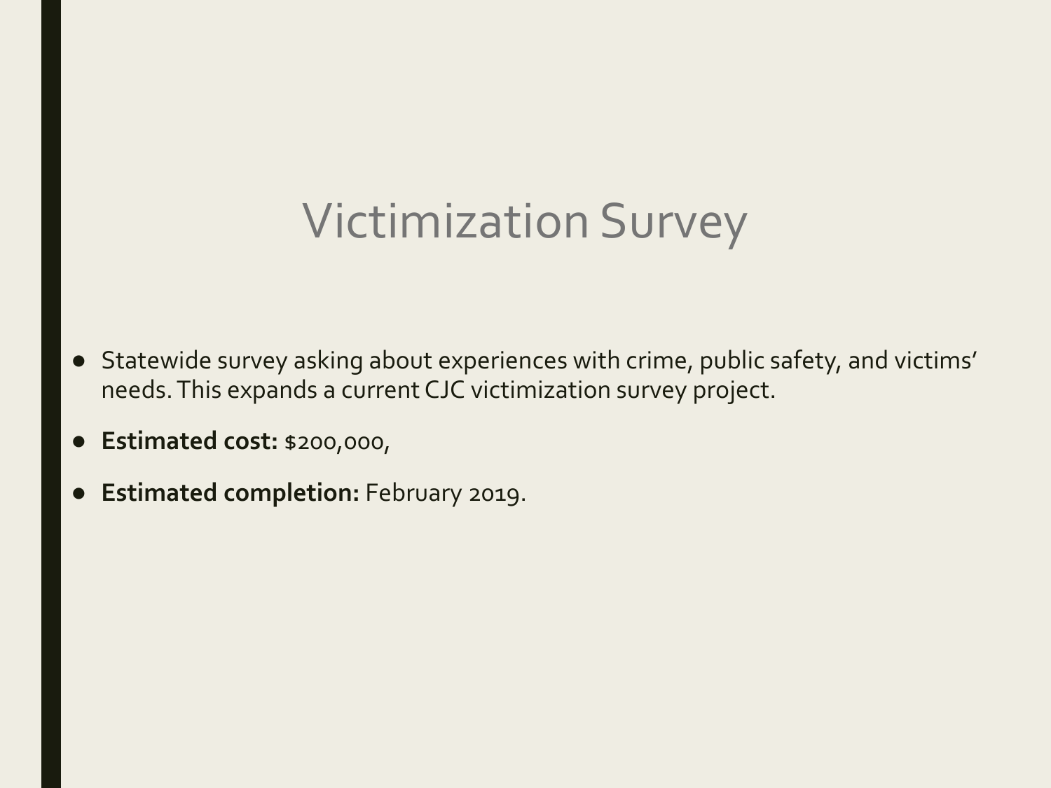# Victimization Survey

- Statewide survey asking about experiences with crime, public safety, and victims' needs. This expands a current CJC victimization survey project.
- **Estimated cost:** $200,000,
- **Estimated completion:** February 2019.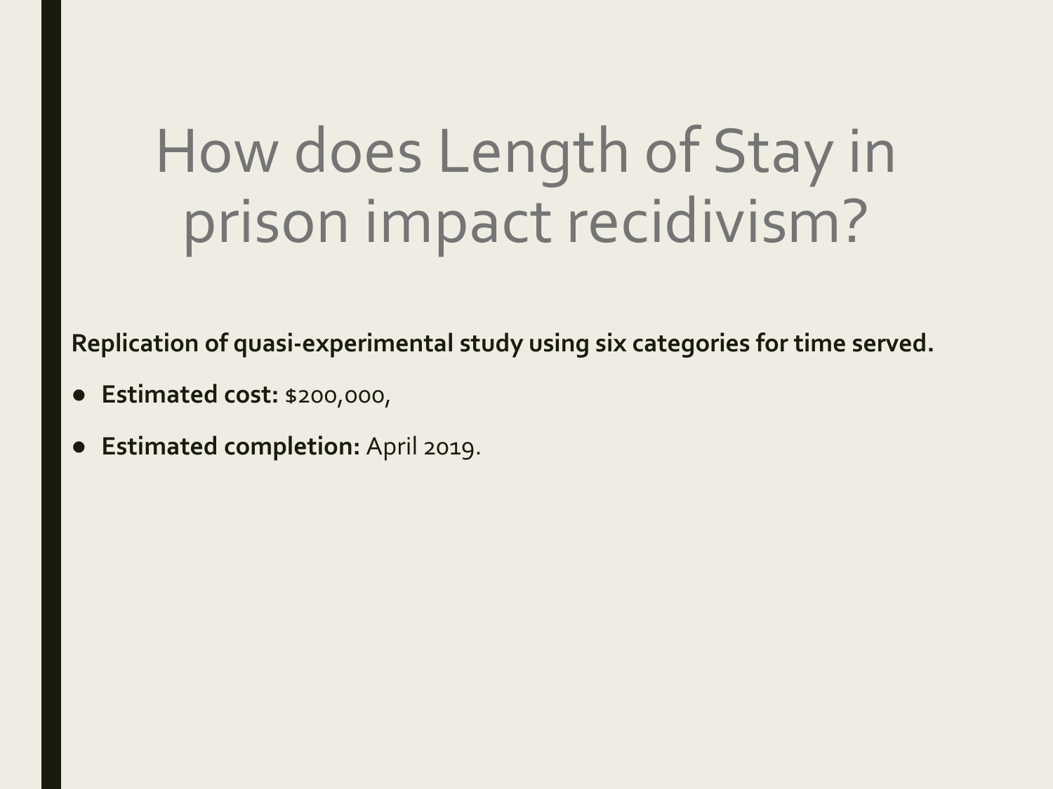# How does Length of Stay in prison impact recidivism?

**Replication of quasi-experimental study using six categories for time served.**

- **Estimated cost:** $200,000,
- **Estimated completion:** April 2019.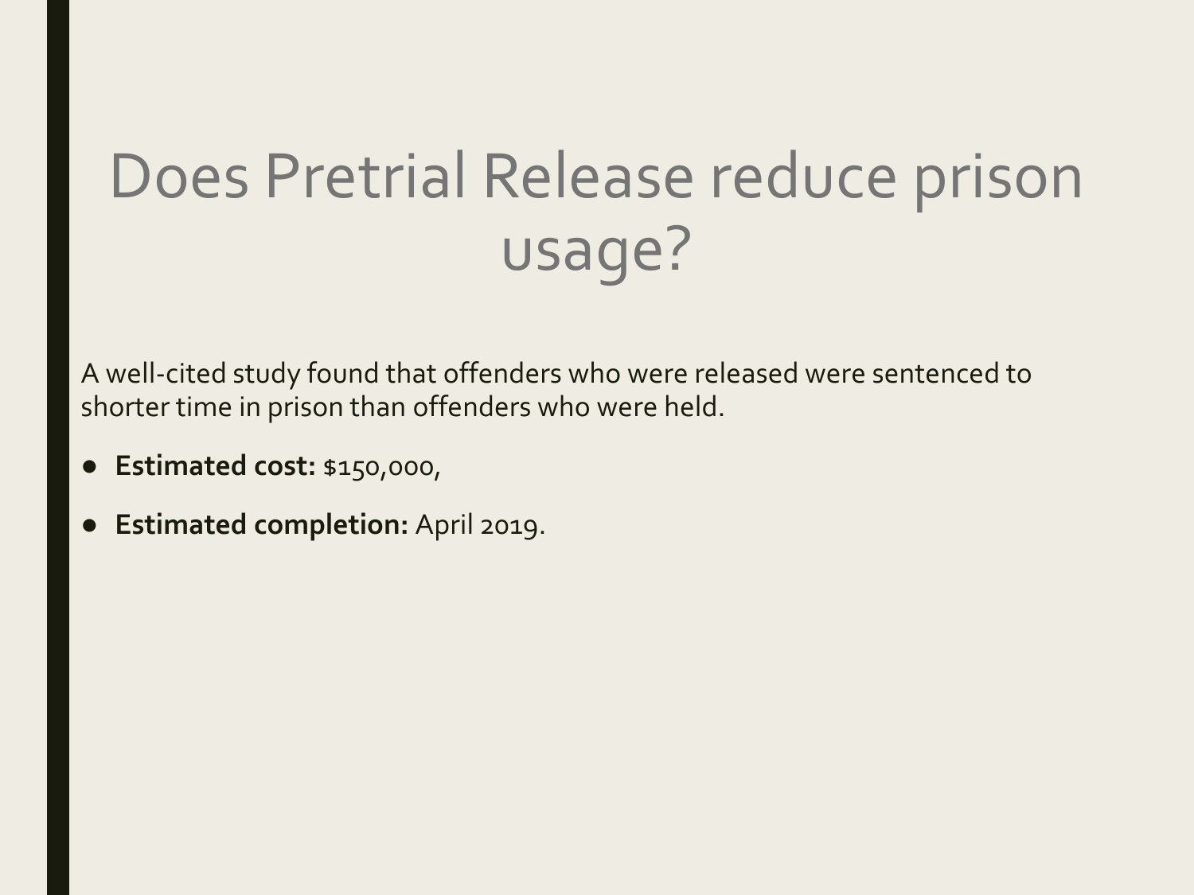# Does Pretrial Release reduce prison usage?

A well-cited study found that offenders who were released were sentenced to shorter time in prison than offenders who were held.

- **Estimated cost:** $150,000,
- **Estimated completion:** April 2019.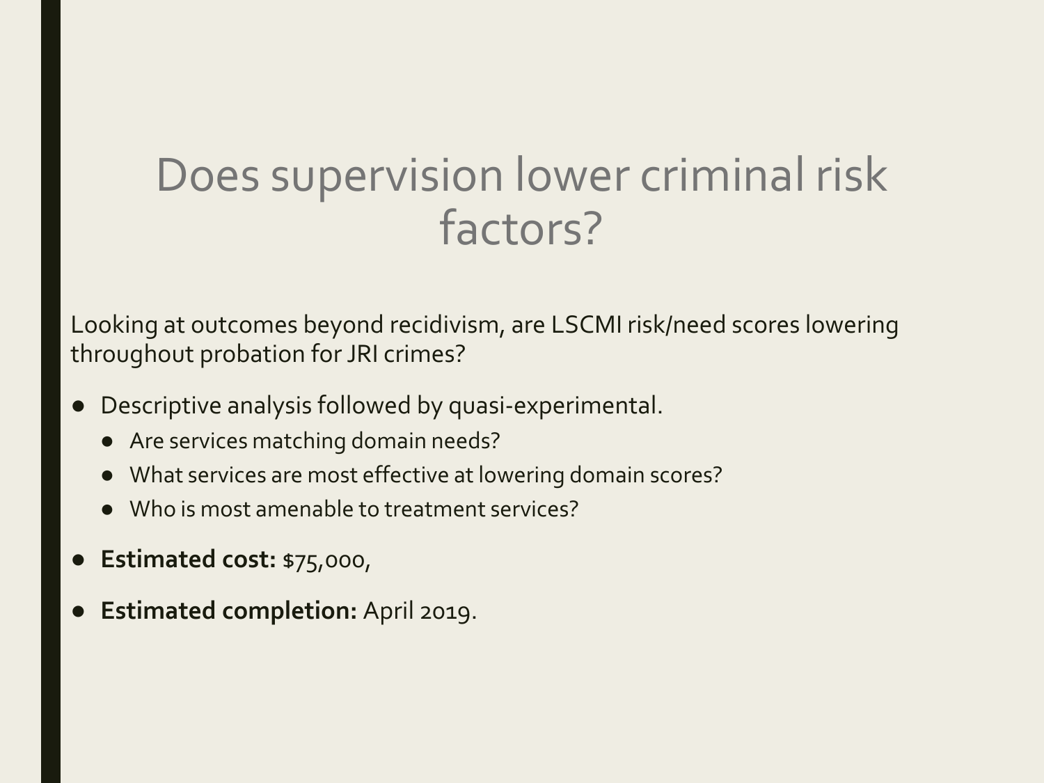# Does supervision lower criminal risk factors?

Looking at outcomes beyond recidivism, are LSCMI risk/need scores lowering throughout probation for JRI crimes?

- Descriptive analysis followed by quasi-experimental.
  - Are services matching domain needs?
  - What services are most effective at lowering domain scores?
  - Who is most amenable to treatment services?
- **Estimated cost:** $75,000,
- **Estimated completion:** April 2019.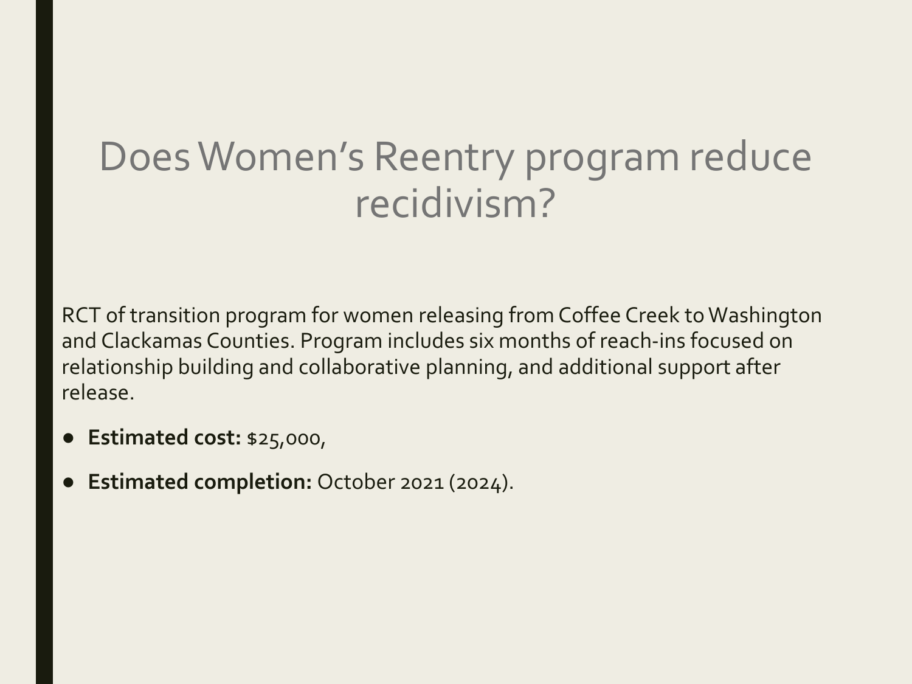# Does Women's Reentry program reduce recidivism?

RCT of transition program for women releasing from Coffee Creek to Washington and Clackamas Counties. Program includes six months of reach-ins focused on relationship building and collaborative planning, and additional support after release.

- **Estimated cost:** $25,000,
- **Estimated completion:** October 2021 (2024).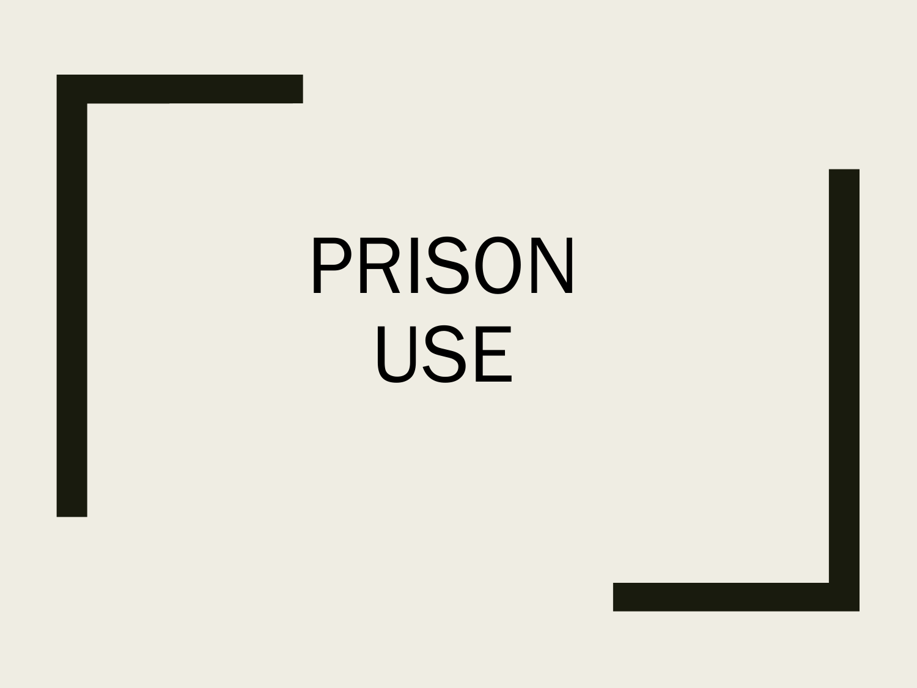# PRISON USE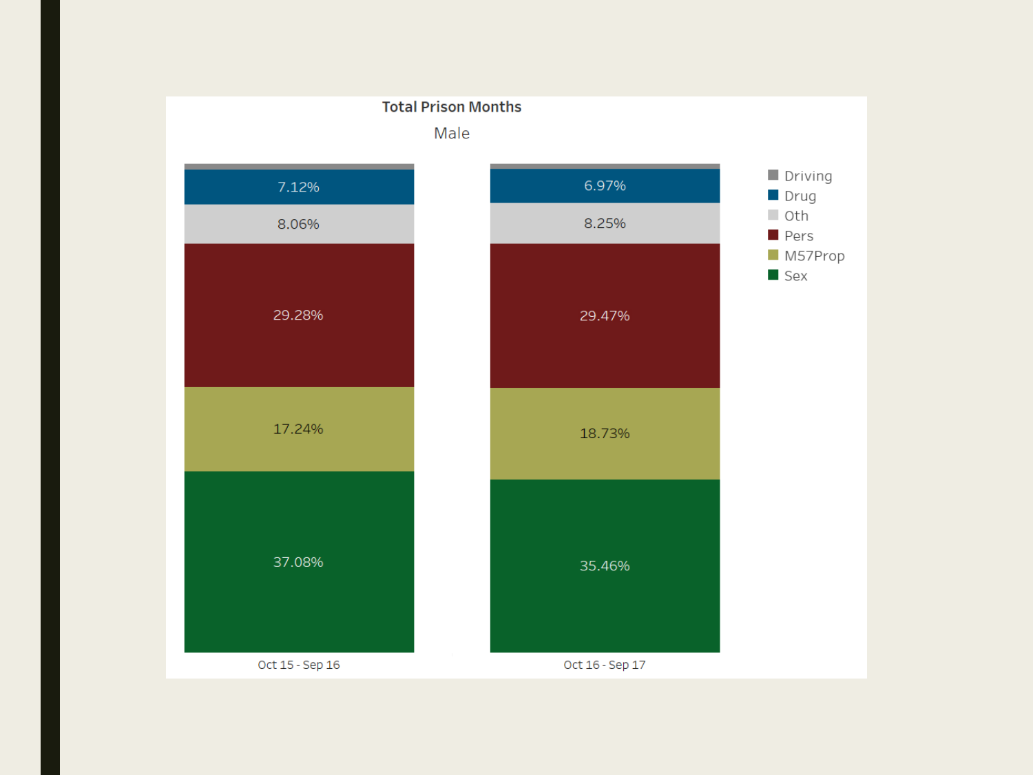## Total Prison Months

Male

| Category | Oct 15 - Sep 16 | Oct 16 - Sep 17 |
| --- | --- | --- |
| Driving | | |
| Drug | 7.12% | 6.97% |
| Oth | 8.06% | 8.25% |
| Pers | 29.28% | 29.47% |
| M57Prop | 17.24% | 18.73% |
| Sex | 37.08% | 35.46% |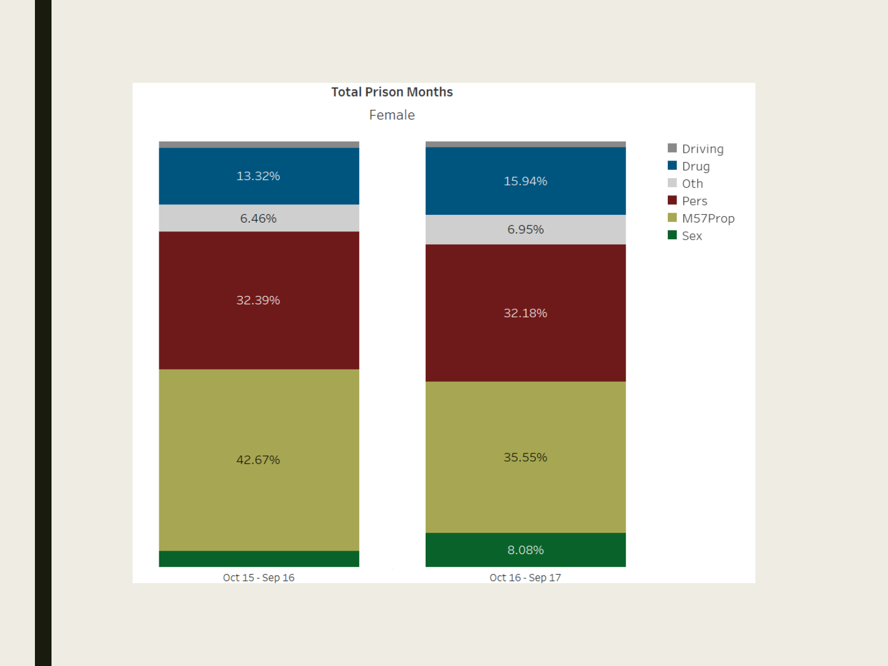**Total Prison Months**

Female

| Offense | Oct 15 - Sep 16 | Oct 16 - Sep 17 |
|---|---|---|
| Driving | | |
| Drug | 13.32% | 15.94% |
| Oth | 6.46% | 6.95% |
| Pers | 32.39% | 32.18% |
| M57Prop | 42.67% | 35.55% |
| Sex | | 8.08% |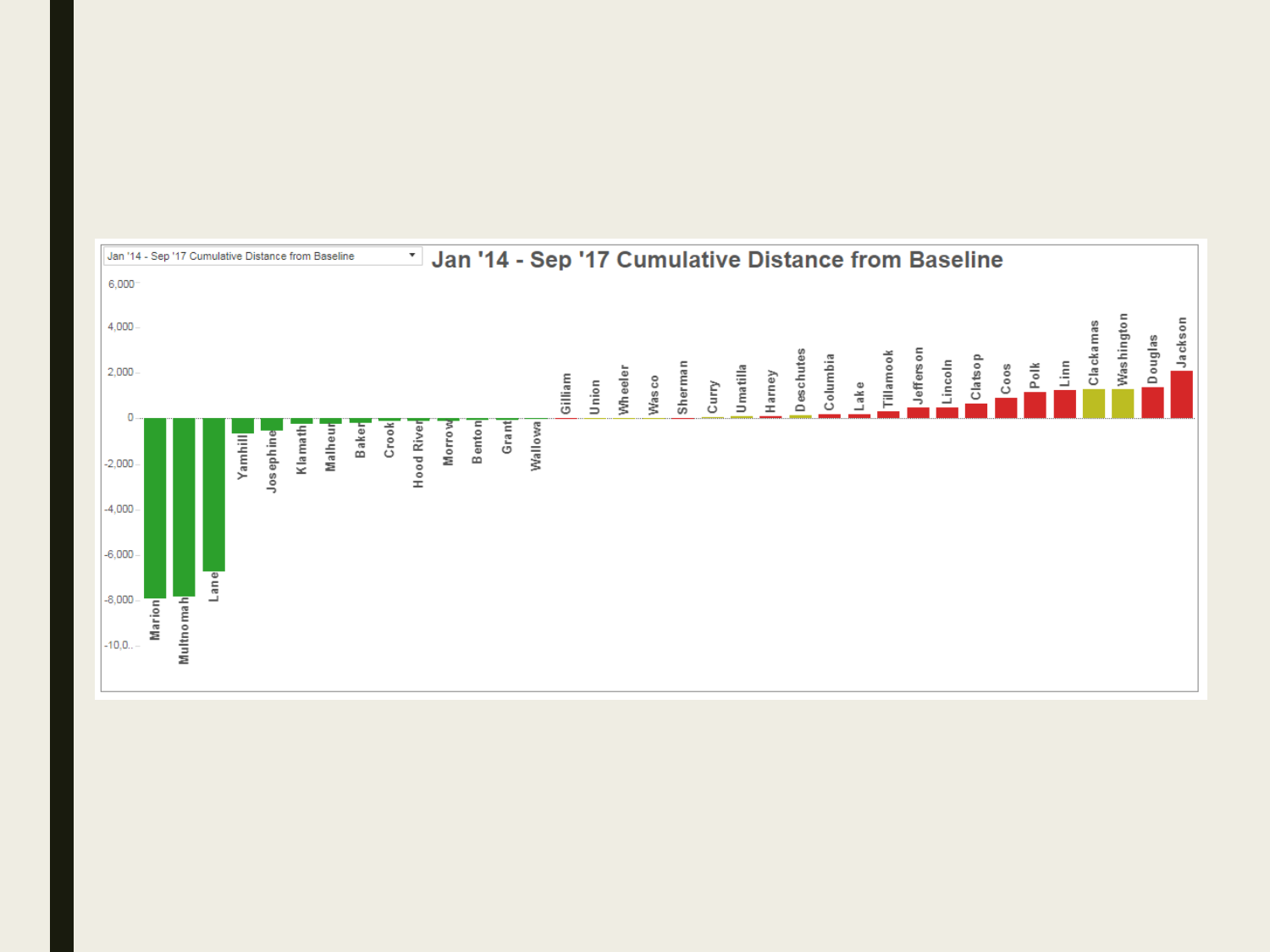Jan '14 - Sep '17 Cumulative Distance from Baseline

# Jan '14 - Sep '17 Cumulative Distance from Baseline

6,000
4,000
2,000
0
-2,000
-4,000
-6,000
-8,000
-10,0..

Marion, Multnomah, Lane, Yamhill, Josephine, Klamath, Malheur, Baker, Crook, Hood River, Morrow, Benton, Grant, Wallowa, Gilliam, Union, Wheeler, Wasco, Sherman, Curry, Umatilla, Harney, Deschutes, Columbia, Lake, Tillamook, Jefferson, Lincoln, Clatsop, Coos, Polk, Linn, Clackamas, Washington, Douglas, Jackson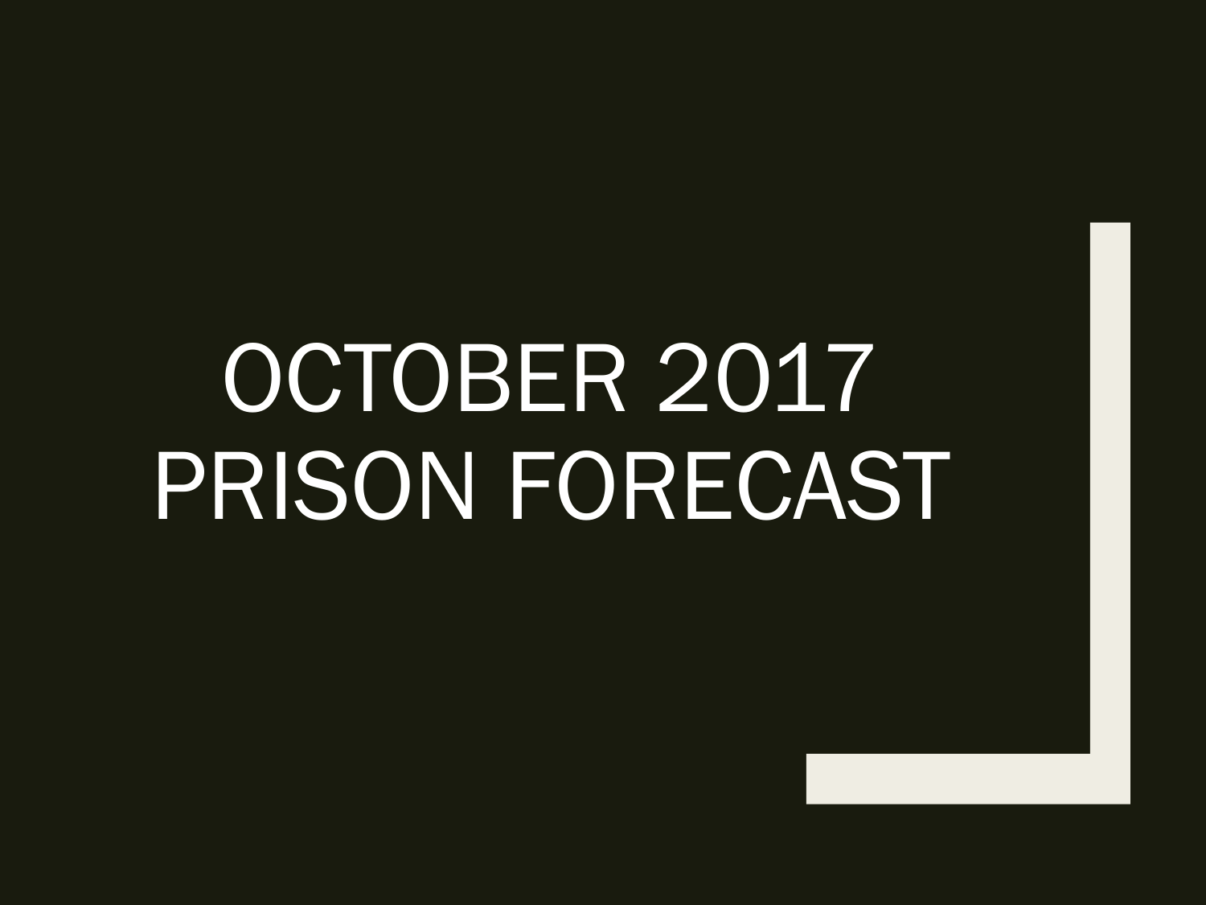# OCTOBER 2017 PRISON FORECAST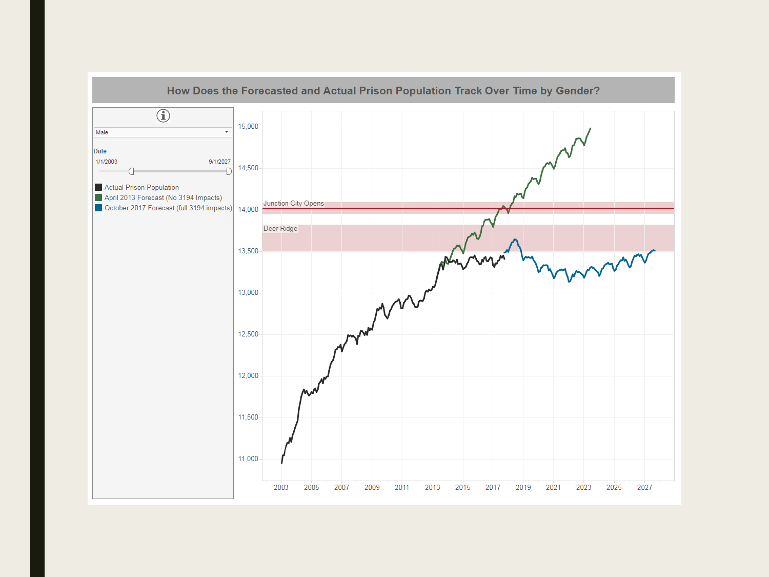## How Does the Forecasted and Actual Prison Population Track Over Time by Gender?

Male

Date

1/1/2003 — 9/1/2027

- Actual Prison Population
- April 2013 Forecast (No 3194 Impacts)
- October 2017 Forecast (full 3194 impacts)

Junction City Opens

Deer Ridge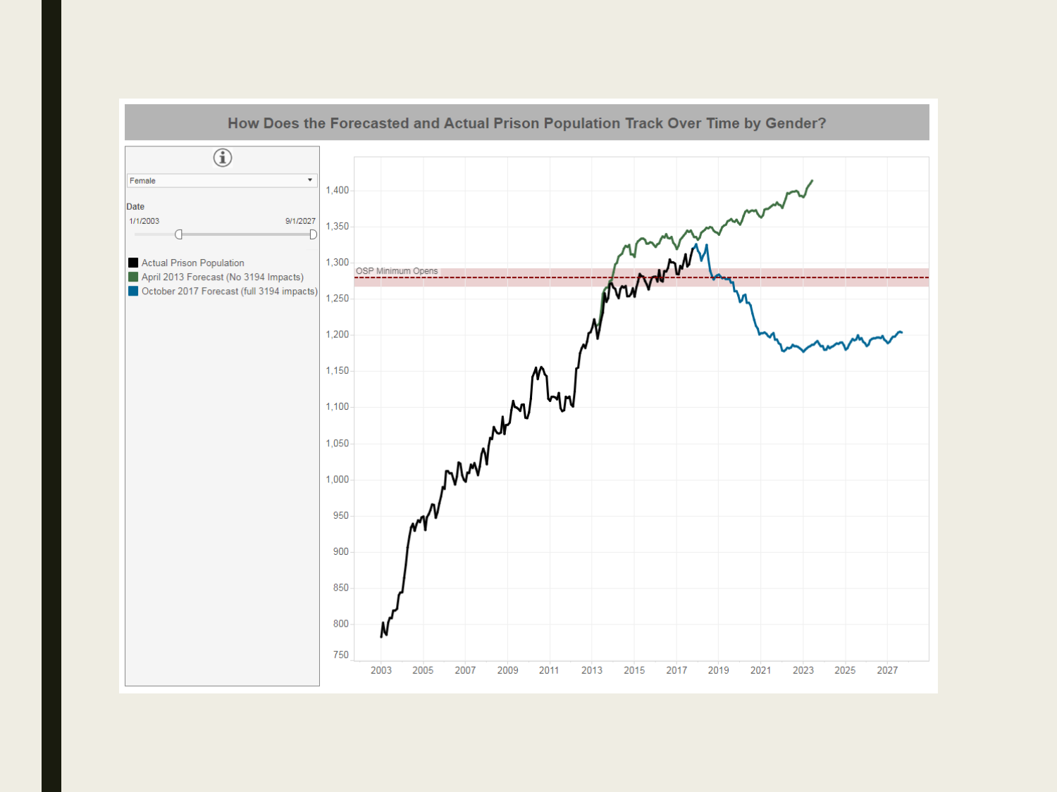## How Does the Forecasted and Actual Prison Population Track Over Time by Gender?

Female

Date

1/1/2003 — 9/1/2027

- Actual Prison Population
- April 2013 Forecast (No 3194 Impacts)
- October 2017 Forecast (full 3194 impacts)

OSP Minimum Opens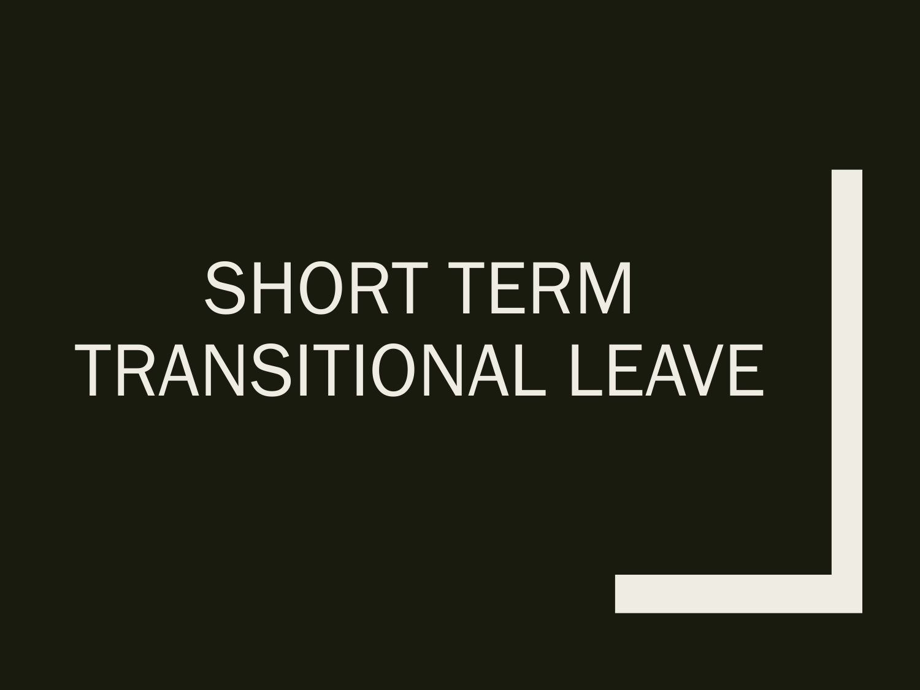# SHORT TERM TRANSITIONAL LEAVE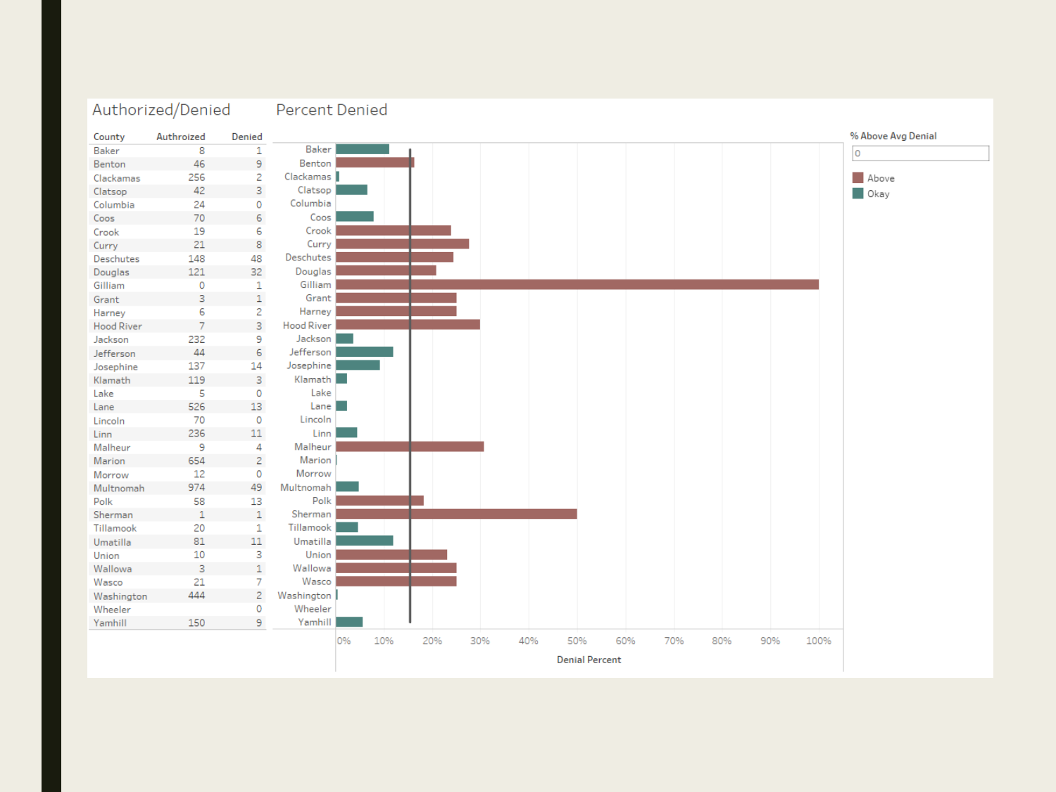## Authorized/Denied

| County | Authroized | Denied |
|---|---|---|
| Baker | 8 | 1 |
| Benton | 46 | 9 |
| Clackamas | 256 | 2 |
| Clatsop | 42 | 3 |
| Columbia | 24 | 0 |
| Coos | 70 | 6 |
| Crook | 19 | 6 |
| Curry | 21 | 8 |
| Deschutes | 148 | 48 |
| Douglas | 121 | 32 |
| Gilliam | 0 | 1 |
| Grant | 3 | 1 |
| Harney | 6 | 2 |
| Hood River | 7 | 3 |
| Jackson | 232 | 9 |
| Jefferson | 44 | 6 |
| Josephine | 137 | 14 |
| Klamath | 119 | 3 |
| Lake | 5 | 0 |
| Lane | 526 | 13 |
| Lincoln | 70 | 0 |
| Linn | 236 | 11 |
| Malheur | 9 | 4 |
| Marion | 654 | 2 |
| Morrow | 12 | 0 |
| Multnomah | 974 | 49 |
| Polk | 58 | 13 |
| Sherman | 1 | 1 |
| Tillamook | 20 | 1 |
| Umatilla | 81 | 11 |
| Union | 10 | 3 |
| Wallowa | 3 | 1 |
| Wasco | 21 | 7 |
| Washington | 444 | 2 |
| Wheeler | 0 | 0 |
| Yamhill | 150 | 9 |

## Percent Denied

% Above Avg Denial: 0

Legend: Above, Okay

Denial Percent (0%–100%)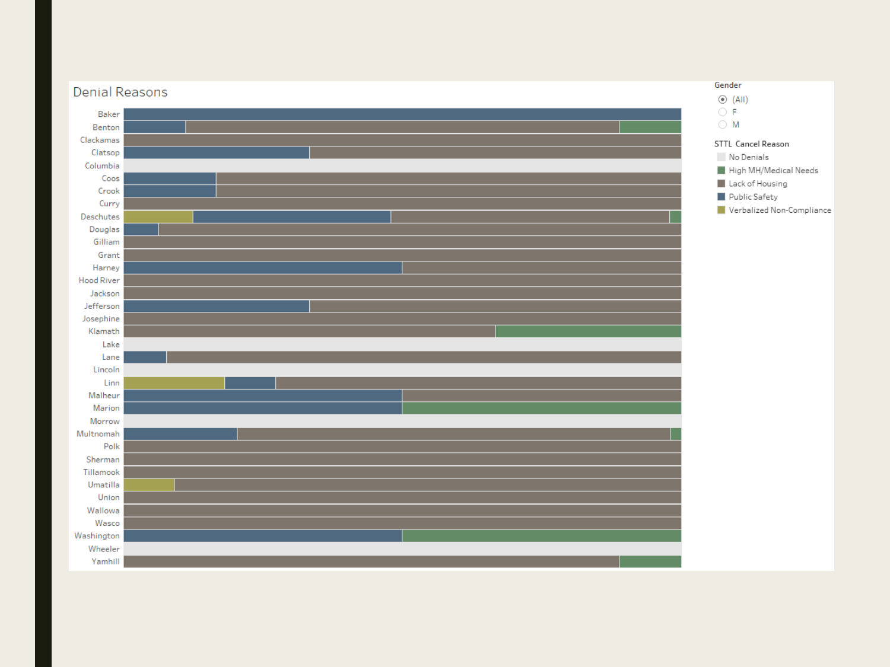## Denial Reasons

Gender
- (All)
- F
- M

STTL Cancel Reason
- No Denials
- High MH/Medical Needs
- Lack of Housing
- Public Safety
- Verbalized Non-Compliance

Baker
Benton
Clackamas
Clatsop
Columbia
Coos
Crook
Curry
Deschutes
Douglas
Gilliam
Grant
Harney
Hood River
Jackson
Jefferson
Josephine
Klamath
Lake
Lane
Lincoln
Linn
Malheur
Marion
Morrow
Multnomah
Polk
Sherman
Tillamook
Umatilla
Union
Wallowa
Wasco
Washington
Wheeler
Yamhill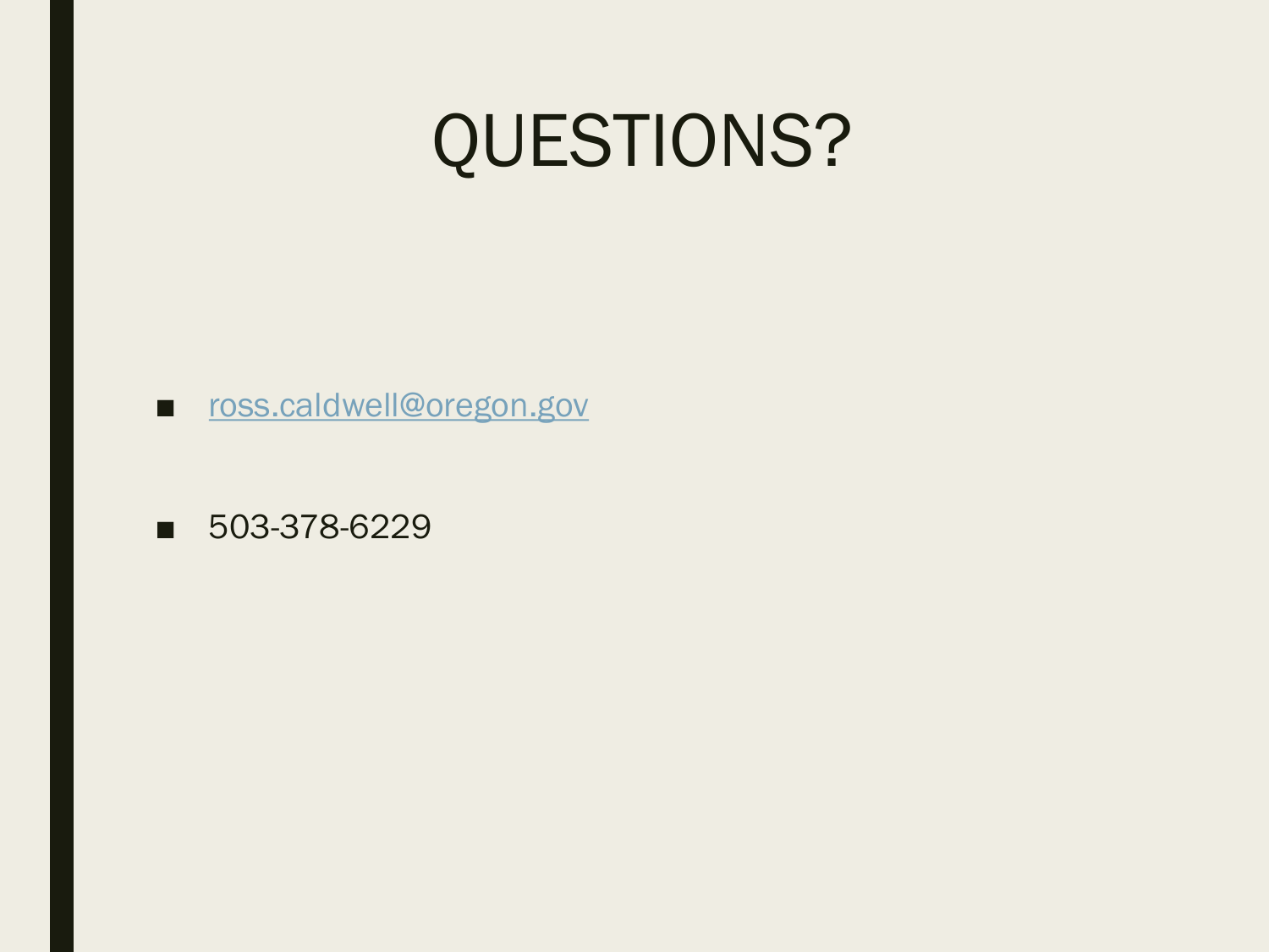# QUESTIONS?

- ross.caldwell@oregon.gov
- 503-378-6229